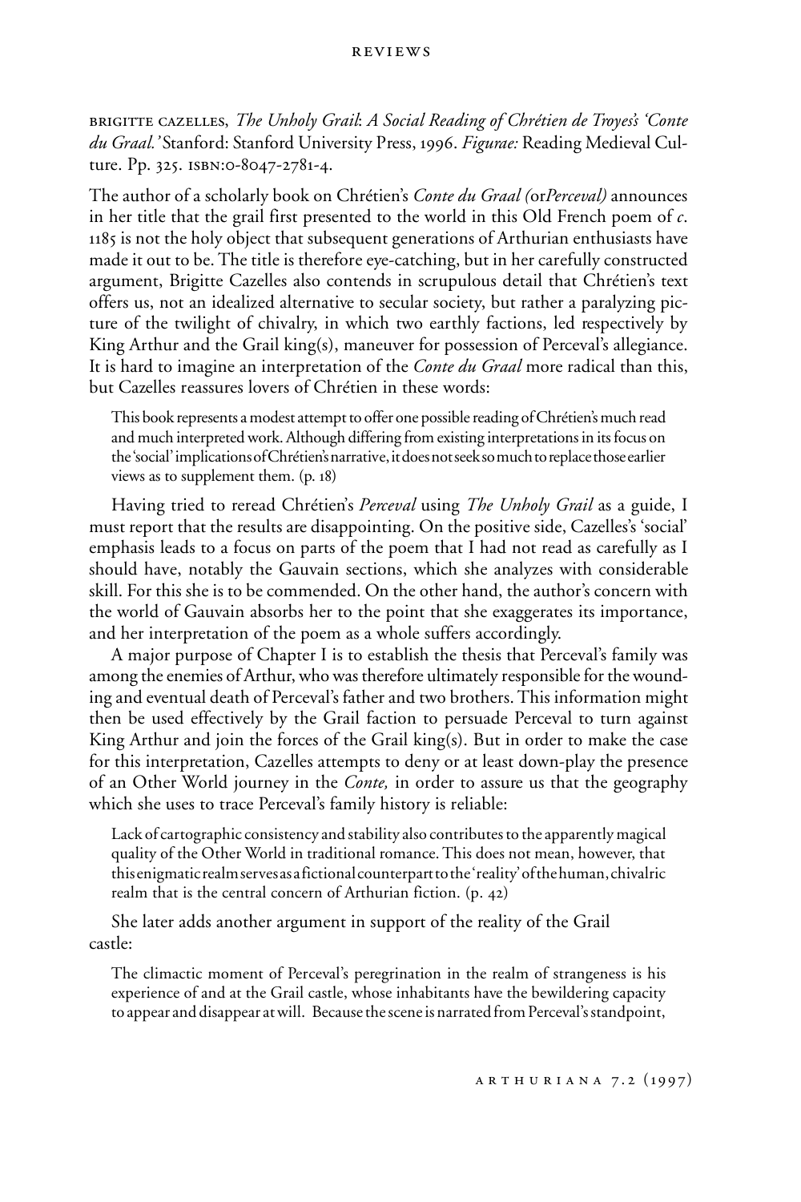BRIGITTE CAZELLES, *The Unholy Grail: A Social Reading of Chrétien de Troyes's 'Conte du Graal.'* Stanford: Stanford University Press, 1996. *Figurae:* Reading Medieval Culture. Pp. 325. ISBN:0-8047-2781-4.

The author of a scholarly book on Chrétien's *Conte du Graal (*or*Perceval)* announces in her title that the grail first presented to the world in this Old French poem of *c.* 1185 is not the holy object that subsequent generations of Arthurian enthusiasts have made it out to be. The title is therefore eye-catching, but in her carefully constructed argument, Brigitte Cazelles also contends in scrupulous detail that Chrétien's text offers us, not an idealized alternative to secular society, but rather a paralyzing picture of the twilight of chivalry, in which two earthly factions, led respectively by King Arthur and the Grail king(s), maneuver for possession of Perceval's allegiance. It is hard to imagine an interpretation of the *Conte du Graal* more radical than this, but Cazelles reassures lovers of Chrétien in these words:

> This book represents a modest attempt to offer one possible reading of Chrétien's much read and much interpreted work. Although differing from existing interpretations in its focus on the 'social' implications of Chrétien's narrative, it does not seek so much to replace those earlier views as to supplement them. (p. 18)

Having tried to reread Chrétien's *Perceval* using *The Unholy Grail* as a guide, I must report that the results are disappointing. On the positive side, Cazelles's 'social' emphasis leads to a focus on parts of the poem that I had not read as carefully as I should have, notably the Gauvain sections, which she analyzes with considerable skill. For this she is to be commended. On the other hand, the author's concern with the world of Gauvain absorbs her to the point that she exaggerates its importance, and her interpretation of the poem as a whole suffers accordingly.

A major purpose of Chapter I is to establish the thesis that Perceval's family was among the enemies of Arthur, who was therefore ultimately responsible for the wounding and eventual death of Perceval's father and two brothers. This information might then be used effectively by the Grail faction to persuade Perceval to turn against King Arthur and join the forces of the Grail king(s). But in order to make the case for this interpretation, Cazelles attempts to deny or at least down-play the presence of an Other World journey in the *Conte,* in order to assure us that the geography which she uses to trace Perceval's family history is reliable:

> Lack of cartographic consistency and stability also contributes to the apparently magical quality of the Other World in traditional romance. This does not mean, however, that this enigmatic realm serves as a fictional counterpart to the 'reality' of the human, chivalric realm that is the central concern of Arthurian fiction. (p. 42)

She later adds another argument in support of the reality of the Grail castle:

> The climactic moment of Perceval's peregrination in the realm of strangeness is his experience of and at the Grail castle, whose inhabitants have the bewildering capacity to appear and disappear at will. Because the scene is narrated from Perceval's standpoint,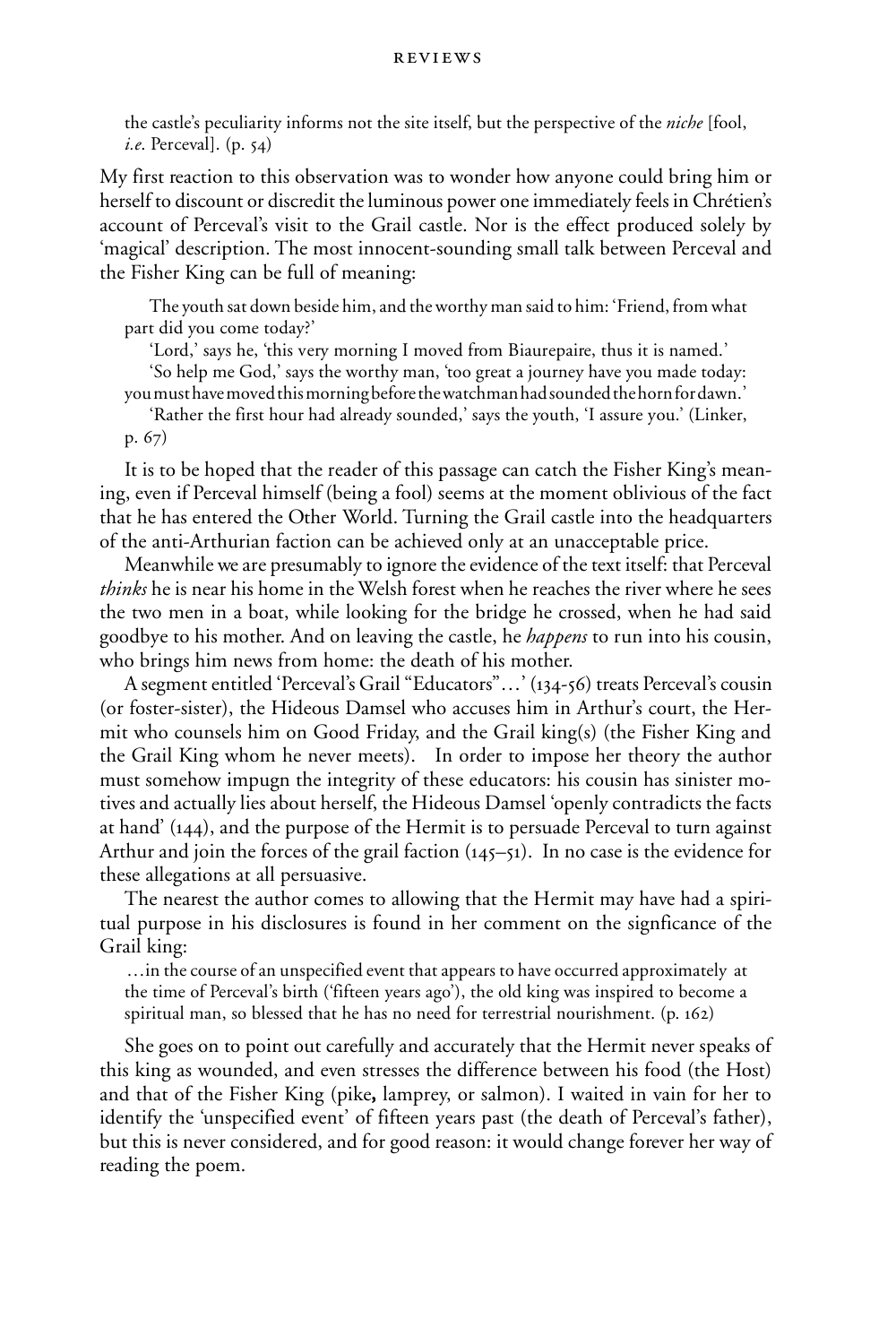> the castle's peculiarity informs not the site itself, but the perspective of the *niche* [fool, *i.e.* Perceval]. (p. 54)

My first reaction to this observation was to wonder how anyone could bring him or herself to discount or discredit the luminous power one immediately feels in Chrétien's account of Perceval's visit to the Grail castle. Nor is the effect produced solely by 'magical' description. The most innocent-sounding small talk between Perceval and the Fisher King can be full of meaning:

> The youth sat down beside him, and the worthy man said to him: 'Friend, from what part did you come today?'
>
> 'Lord,' says he, 'this very morning I moved from Biaurepaire, thus it is named.'
>
> 'So help me God,' says the worthy man, 'too great a journey have you made today: you must have moved this morning before the watchman had sounded the horn for dawn.'
>
> 'Rather the first hour had already sounded,' says the youth, 'I assure you.' (Linker, p. 67)

It is to be hoped that the reader of this passage can catch the Fisher King's meaning, even if Perceval himself (being a fool) seems at the moment oblivious of the fact that he has entered the Other World. Turning the Grail castle into the headquarters of the anti-Arthurian faction can be achieved only at an unacceptable price.

Meanwhile we are presumably to ignore the evidence of the text itself: that Perceval *thinks* he is near his home in the Welsh forest when he reaches the river where he sees the two men in a boat, while looking for the bridge he crossed, when he had said goodbye to his mother. And on leaving the castle, he *happens* to run into his cousin, who brings him news from home: the death of his mother.

A segment entitled 'Perceval's Grail "Educators"…' (134-56) treats Perceval's cousin (or foster-sister), the Hideous Damsel who accuses him in Arthur's court, the Hermit who counsels him on Good Friday, and the Grail king(s) (the Fisher King and the Grail King whom he never meets). In order to impose her theory the author must somehow impugn the integrity of these educators: his cousin has sinister motives and actually lies about herself, the Hideous Damsel 'openly contradicts the facts at hand' (144), and the purpose of the Hermit is to persuade Perceval to turn against Arthur and join the forces of the grail faction (145–51). In no case is the evidence for these allegations at all persuasive.

The nearest the author comes to allowing that the Hermit may have had a spiritual purpose in his disclosures is found in her comment on the signficance of the Grail king:

> …in the course of an unspecified event that appears to have occurred approximately at the time of Perceval's birth ('fifteen years ago'), the old king was inspired to become a spiritual man, so blessed that he has no need for terrestrial nourishment. (p. 162)

She goes on to point out carefully and accurately that the Hermit never speaks of this king as wounded, and even stresses the difference between his food (the Host) and that of the Fisher King (pike**,** lamprey, or salmon). I waited in vain for her to identify the 'unspecified event' of fifteen years past (the death of Perceval's father), but this is never considered, and for good reason: it would change forever her way of reading the poem.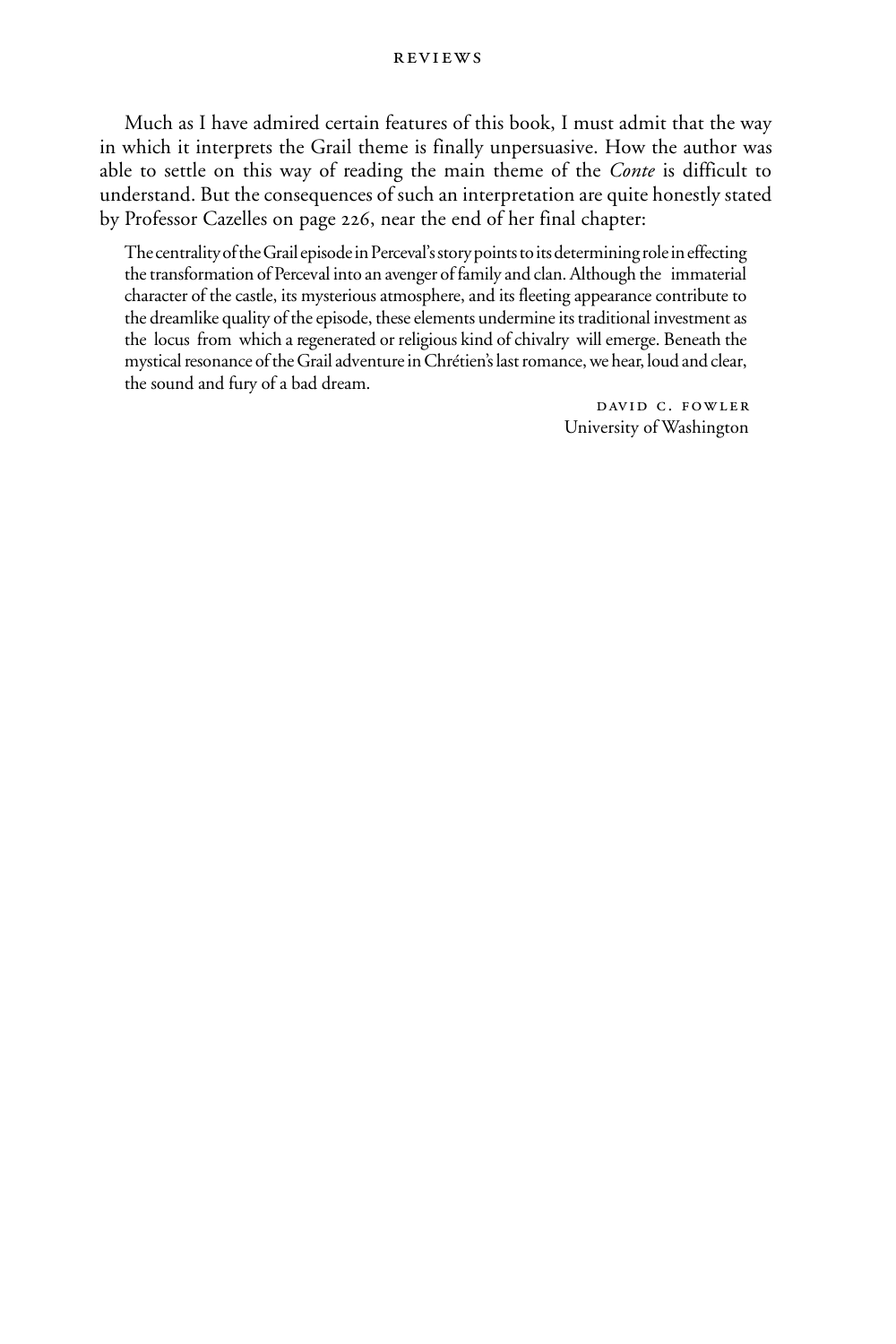Much as I have admired certain features of this book, I must admit that the way in which it interprets the Grail theme is finally unpersuasive. How the author was able to settle on this way of reading the main theme of the *Conte* is difficult to understand. But the consequences of such an interpretation are quite honestly stated by Professor Cazelles on page 226, near the end of her final chapter:

> The centrality of the Grail episode in Perceval's story points to its determining role in effecting the transformation of Perceval into an avenger of family and clan. Although the immaterial character of the castle, its mysterious atmosphere, and its fleeting appearance contribute to the dreamlike quality of the episode, these elements undermine its traditional investment as the locus from which a regenerated or religious kind of chivalry will emerge. Beneath the mystical resonance of the Grail adventure in Chrétien's last romance, we hear, loud and clear, the sound and fury of a bad dream.

DAVID C. FOWLER
University of Washington